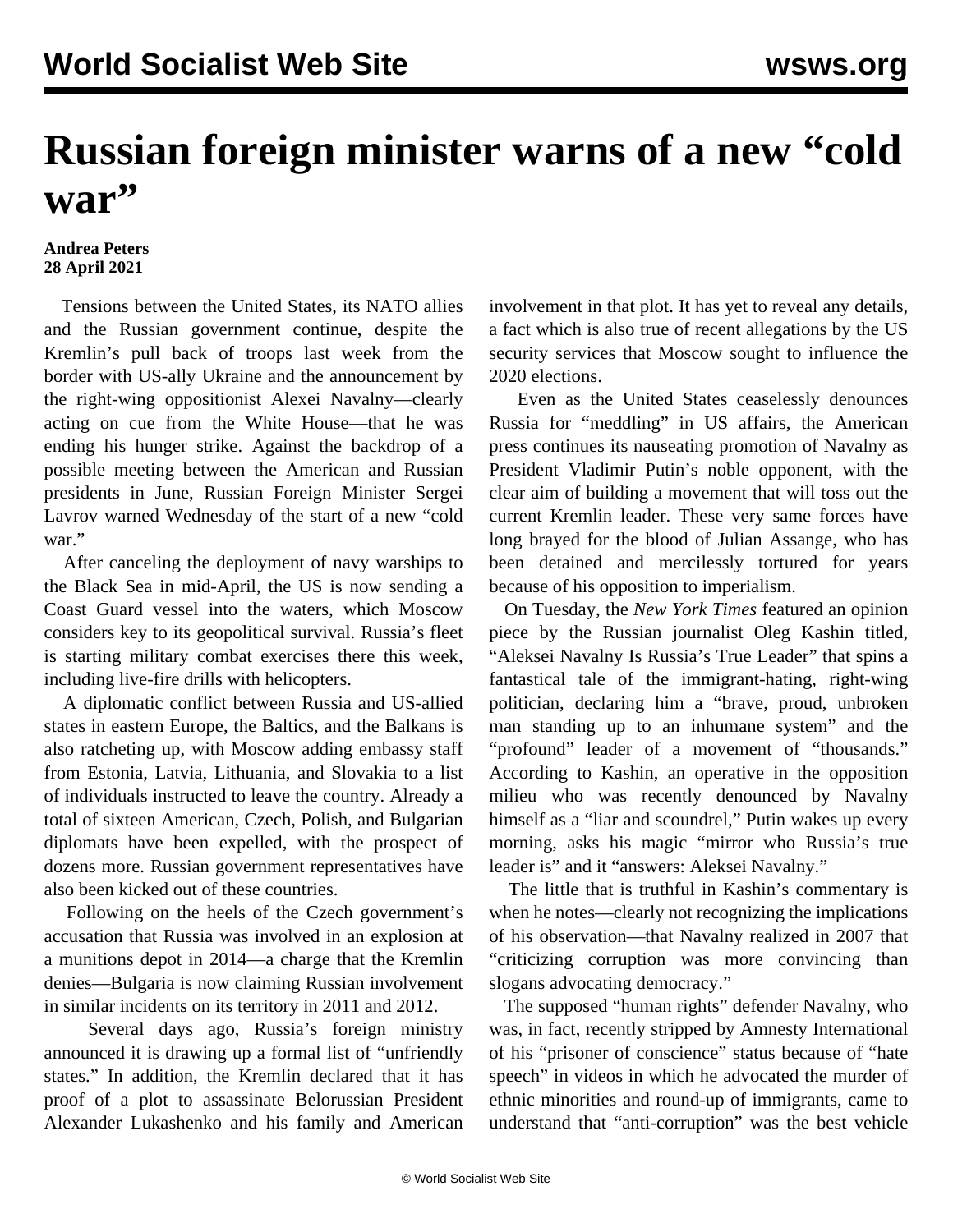# Russian foreign minister warns of a new "cold war"

**Andrea Peters**
**28 April 2021**

Tensions between the United States, its NATO allies and the Russian government continue, despite the Kremlin's pull back of troops last week from the border with US-ally Ukraine and the announcement by the right-wing oppositionist Alexei Navalny—clearly acting on cue from the White House—that he was ending his hunger strike. Against the backdrop of a possible meeting between the American and Russian presidents in June, Russian Foreign Minister Sergei Lavrov warned Wednesday of the start of a new "cold war."

After canceling the deployment of navy warships to the Black Sea in mid-April, the US is now sending a Coast Guard vessel into the waters, which Moscow considers key to its geopolitical survival. Russia's fleet is starting military combat exercises there this week, including live-fire drills with helicopters.

A diplomatic conflict between Russia and US-allied states in eastern Europe, the Baltics, and the Balkans is also ratcheting up, with Moscow adding embassy staff from Estonia, Latvia, Lithuania, and Slovakia to a list of individuals instructed to leave the country. Already a total of sixteen American, Czech, Polish, and Bulgarian diplomats have been expelled, with the prospect of dozens more. Russian government representatives have also been kicked out of these countries.

Following on the heels of the Czech government's accusation that Russia was involved in an explosion at a munitions depot in 2014—a charge that the Kremlin denies—Bulgaria is now claiming Russian involvement in similar incidents on its territory in 2011 and 2012.

Several days ago, Russia's foreign ministry announced it is drawing up a formal list of "unfriendly states." In addition, the Kremlin declared that it has proof of a plot to assassinate Belorussian President Alexander Lukashenko and his family and American involvement in that plot. It has yet to reveal any details, a fact which is also true of recent allegations by the US security services that Moscow sought to influence the 2020 elections.

Even as the United States ceaselessly denounces Russia for "meddling" in US affairs, the American press continues its nauseating promotion of Navalny as President Vladimir Putin's noble opponent, with the clear aim of building a movement that will toss out the current Kremlin leader. These very same forces have long brayed for the blood of Julian Assange, who has been detained and mercilessly tortured for years because of his opposition to imperialism.

On Tuesday, the *New York Times* featured an opinion piece by the Russian journalist Oleg Kashin titled, "Aleksei Navalny Is Russia's True Leader" that spins a fantastical tale of the immigrant-hating, right-wing politician, declaring him a "brave, proud, unbroken man standing up to an inhumane system" and the "profound" leader of a movement of "thousands." According to Kashin, an operative in the opposition milieu who was recently denounced by Navalny himself as a "liar and scoundrel," Putin wakes up every morning, asks his magic "mirror who Russia's true leader is" and it "answers: Aleksei Navalny."

The little that is truthful in Kashin's commentary is when he notes—clearly not recognizing the implications of his observation—that Navalny realized in 2007 that "criticizing corruption was more convincing than slogans advocating democracy."

The supposed "human rights" defender Navalny, who was, in fact, recently stripped by Amnesty International of his "prisoner of conscience" status because of "hate speech" in videos in which he advocated the murder of ethnic minorities and round-up of immigrants, came to understand that "anti-corruption" was the best vehicle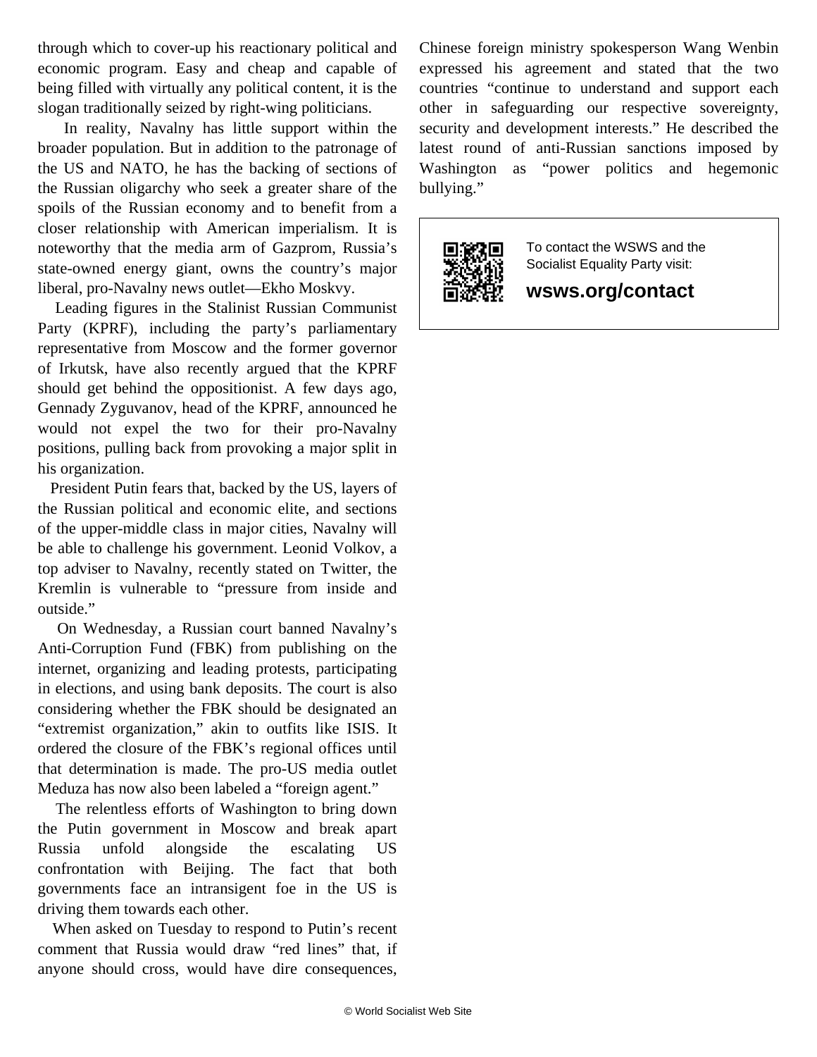through which to cover-up his reactionary political and economic program. Easy and cheap and capable of being filled with virtually any political content, it is the slogan traditionally seized by right-wing politicians.

In reality, Navalny has little support within the broader population. But in addition to the patronage of the US and NATO, he has the backing of sections of the Russian oligarchy who seek a greater share of the spoils of the Russian economy and to benefit from a closer relationship with American imperialism. It is noteworthy that the media arm of Gazprom, Russia's state-owned energy giant, owns the country's major liberal, pro-Navalny news outlet—Ekho Moskvy.

Leading figures in the Stalinist Russian Communist Party (KPRF), including the party's parliamentary representative from Moscow and the former governor of Irkutsk, have also recently argued that the KPRF should get behind the oppositionist. A few days ago, Gennady Zyguvanov, head of the KPRF, announced he would not expel the two for their pro-Navalny positions, pulling back from provoking a major split in his organization.

President Putin fears that, backed by the US, layers of the Russian political and economic elite, and sections of the upper-middle class in major cities, Navalny will be able to challenge his government. Leonid Volkov, a top adviser to Navalny, recently stated on Twitter, the Kremlin is vulnerable to "pressure from inside and outside."

On Wednesday, a Russian court banned Navalny's Anti-Corruption Fund (FBK) from publishing on the internet, organizing and leading protests, participating in elections, and using bank deposits. The court is also considering whether the FBK should be designated an "extremist organization," akin to outfits like ISIS. It ordered the closure of the FBK's regional offices until that determination is made. The pro-US media outlet Meduza has now also been labeled a "foreign agent."

The relentless efforts of Washington to bring down the Putin government in Moscow and break apart Russia unfold alongside the escalating US confrontation with Beijing. The fact that both governments face an intransigent foe in the US is driving them towards each other.

When asked on Tuesday to respond to Putin's recent comment that Russia would draw "red lines" that, if anyone should cross, would have dire consequences, Chinese foreign ministry spokesperson Wang Wenbin expressed his agreement and stated that the two countries "continue to understand and support each other in safeguarding our respective sovereignty, security and development interests." He described the latest round of anti-Russian sanctions imposed by Washington as "power politics and hegemonic bullying."

To contact the WSWS and the Socialist Equality Party visit:

**wsws.org/contact**